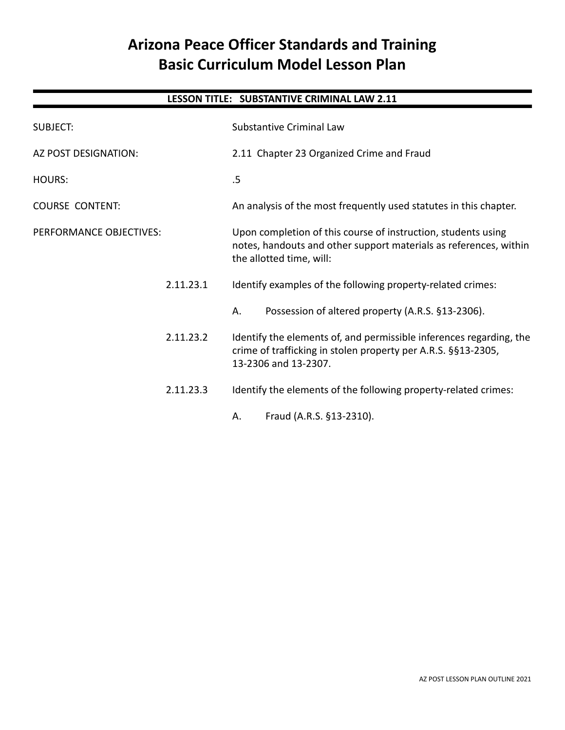# Arizona Peace Officer Standards and Training
# Basic Curriculum Model Lesson Plan

**LESSON TITLE: SUBSTANTIVE CRIMINAL LAW 2.11**

SUBJECT: Substantive Criminal Law

AZ POST DESIGNATION: 2.11 Chapter 23 Organized Crime and Fraud

HOURS: .5

COURSE CONTENT: An analysis of the most frequently used statutes in this chapter.

PERFORMANCE OBJECTIVES: Upon completion of this course of instruction, students using notes, handouts and other support materials as references, within the allotted time, will:

2.11.23.1 Identify examples of the following property-related crimes:

- A. Possession of altered property (A.R.S. §13-2306).

2.11.23.2 Identify the elements of, and permissible inferences regarding, the crime of trafficking in stolen property per A.R.S. §§13-2305, 13-2306 and 13-2307.

2.11.23.3 Identify the elements of the following property-related crimes:

- A. Fraud (A.R.S. §13-2310).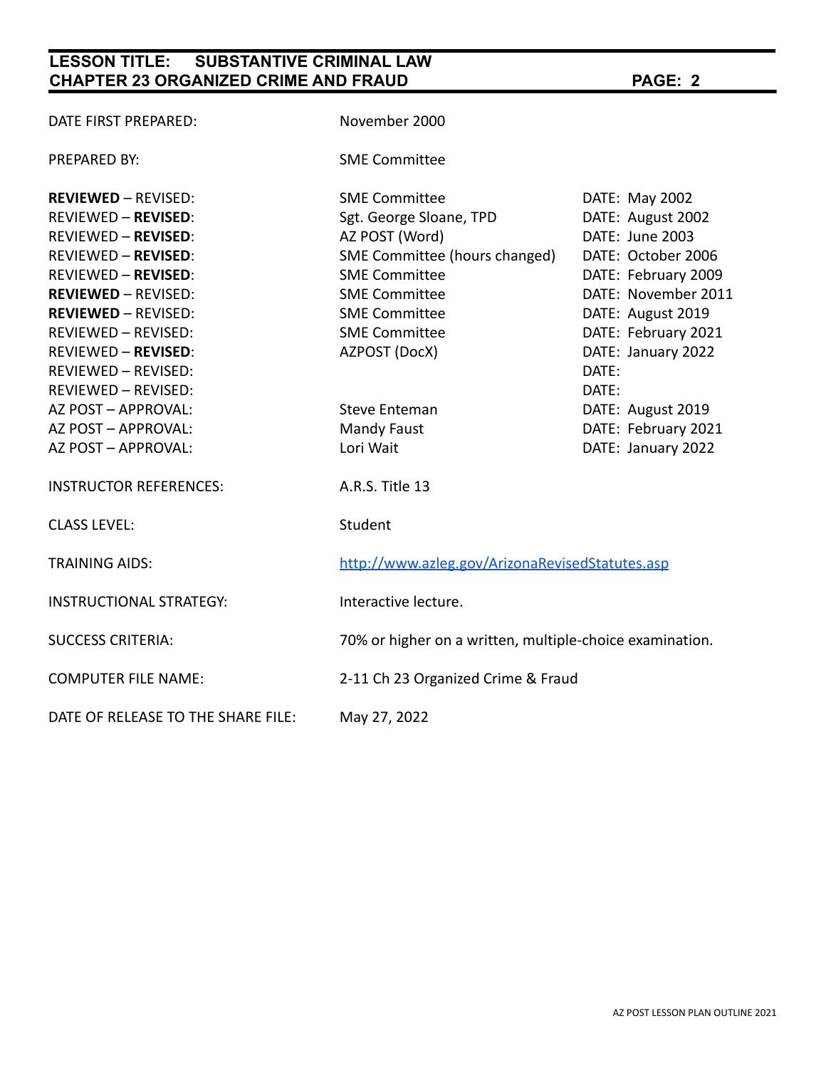DATE FIRST PREPARED: November 2000

PREPARED BY: SME Committee

| | | |
|---|---|---|
| **REVIEWED** – REVISED: | SME Committee | DATE: May 2002 |
| REVIEWED – **REVISED**: | Sgt. George Sloane, TPD | DATE: August 2002 |
| REVIEWED – **REVISED**: | AZ POST (Word) | DATE: June 2003 |
| REVIEWED – **REVISED**: | SME Committee (hours changed) | DATE: October 2006 |
| REVIEWED – **REVISED**: | SME Committee | DATE: February 2009 |
| **REVIEWED** – REVISED: | SME Committee | DATE: November 2011 |
| **REVIEWED** – REVISED: | SME Committee | DATE: August 2019 |
| REVIEWED – REVISED: | SME Committee | DATE: February 2021 |
| REVIEWED – **REVISED**: | AZPOST (DocX) | DATE: January 2022 |
| REVIEWED – REVISED: | | DATE: |
| REVIEWED – REVISED: | | DATE: |
| AZ POST – APPROVAL: | Steve Enteman | DATE: August 2019 |
| AZ POST – APPROVAL: | Mandy Faust | DATE: February 2021 |
| AZ POST – APPROVAL: | Lori Wait | DATE: January 2022 |

INSTRUCTOR REFERENCES: A.R.S. Title 13

CLASS LEVEL: Student

TRAINING AIDS: http://www.azleg.gov/ArizonaRevisedStatutes.asp

INSTRUCTIONAL STRATEGY: Interactive lecture.

SUCCESS CRITERIA: 70% or higher on a written, multiple-choice examination.

COMPUTER FILE NAME: 2-11 Ch 23 Organized Crime & Fraud

DATE OF RELEASE TO THE SHARE FILE: May 27, 2022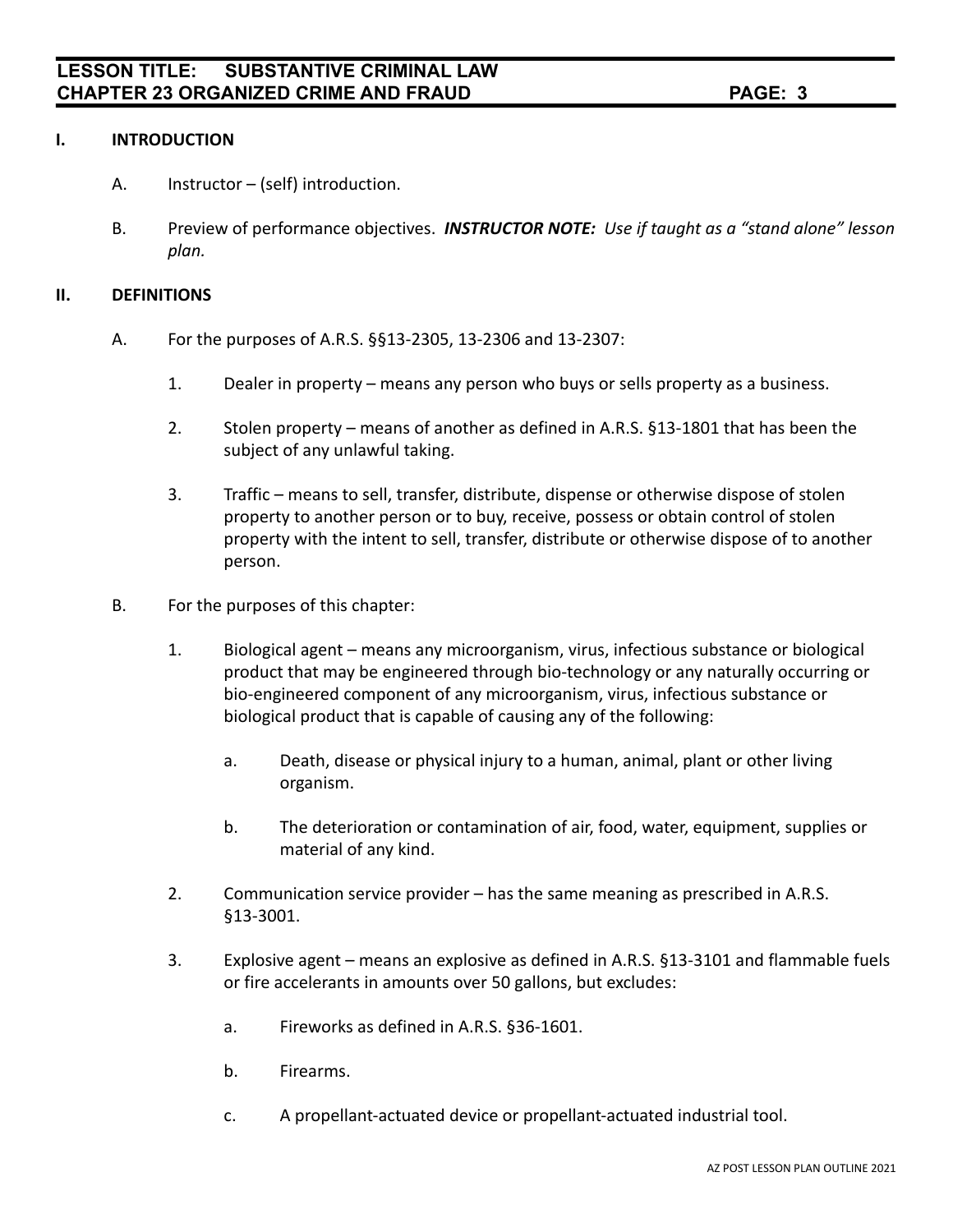## I. INTRODUCTION

A. Instructor – (self) introduction.

B. Preview of performance objectives. ***INSTRUCTOR NOTE:*** *Use if taught as a "stand alone" lesson plan.*

## II. DEFINITIONS

A. For the purposes of A.R.S. §§13-2305, 13-2306 and 13-2307:

1. Dealer in property – means any person who buys or sells property as a business.

2. Stolen property – means of another as defined in A.R.S. §13-1801 that has been the subject of any unlawful taking.

3. Traffic – means to sell, transfer, distribute, dispense or otherwise dispose of stolen property to another person or to buy, receive, possess or obtain control of stolen property with the intent to sell, transfer, distribute or otherwise dispose of to another person.

B. For the purposes of this chapter:

1. Biological agent – means any microorganism, virus, infectious substance or biological product that may be engineered through bio-technology or any naturally occurring or bio-engineered component of any microorganism, virus, infectious substance or biological product that is capable of causing any of the following:

   a. Death, disease or physical injury to a human, animal, plant or other living organism.

   b. The deterioration or contamination of air, food, water, equipment, supplies or material of any kind.

2. Communication service provider – has the same meaning as prescribed in A.R.S. §13-3001.

3. Explosive agent – means an explosive as defined in A.R.S. §13-3101 and flammable fuels or fire accelerants in amounts over 50 gallons, but excludes:

   a. Fireworks as defined in A.R.S. §36-1601.

   b. Firearms.

   c. A propellant-actuated device or propellant-actuated industrial tool.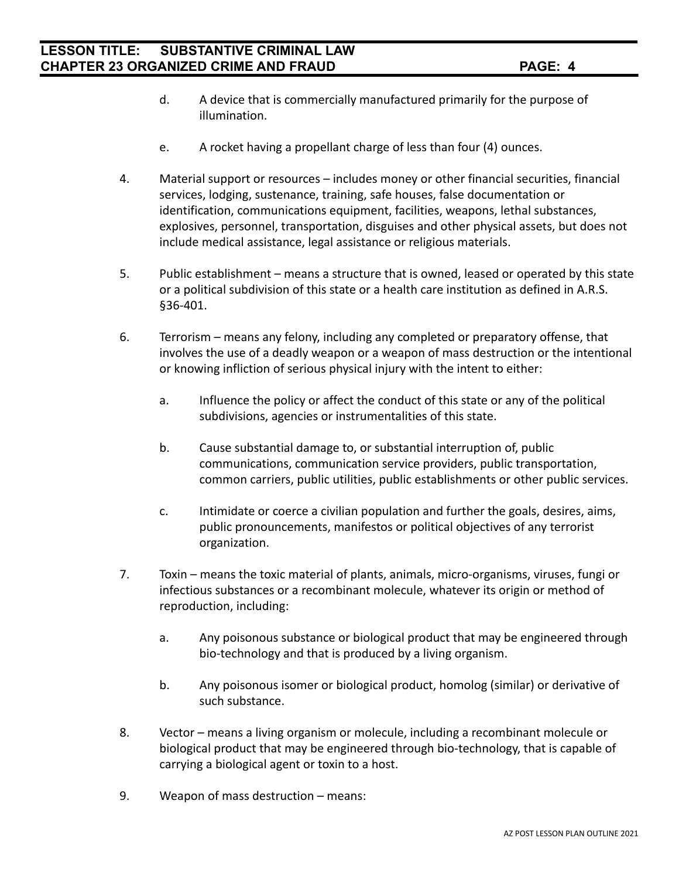d. A device that is commercially manufactured primarily for the purpose of illumination.

e. A rocket having a propellant charge of less than four (4) ounces.

4. Material support or resources – includes money or other financial securities, financial services, lodging, sustenance, training, safe houses, false documentation or identification, communications equipment, facilities, weapons, lethal substances, explosives, personnel, transportation, disguises and other physical assets, but does not include medical assistance, legal assistance or religious materials.

5. Public establishment – means a structure that is owned, leased or operated by this state or a political subdivision of this state or a health care institution as defined in A.R.S. §36-401.

6. Terrorism – means any felony, including any completed or preparatory offense, that involves the use of a deadly weapon or a weapon of mass destruction or the intentional or knowing infliction of serious physical injury with the intent to either:

   a. Influence the policy or affect the conduct of this state or any of the political subdivisions, agencies or instrumentalities of this state.

   b. Cause substantial damage to, or substantial interruption of, public communications, communication service providers, public transportation, common carriers, public utilities, public establishments or other public services.

   c. Intimidate or coerce a civilian population and further the goals, desires, aims, public pronouncements, manifestos or political objectives of any terrorist organization.

7. Toxin – means the toxic material of plants, animals, micro-organisms, viruses, fungi or infectious substances or a recombinant molecule, whatever its origin or method of reproduction, including:

   a. Any poisonous substance or biological product that may be engineered through bio-technology and that is produced by a living organism.

   b. Any poisonous isomer or biological product, homolog (similar) or derivative of such substance.

8. Vector – means a living organism or molecule, including a recombinant molecule or biological product that may be engineered through bio-technology, that is capable of carrying a biological agent or toxin to a host.

9. Weapon of mass destruction – means: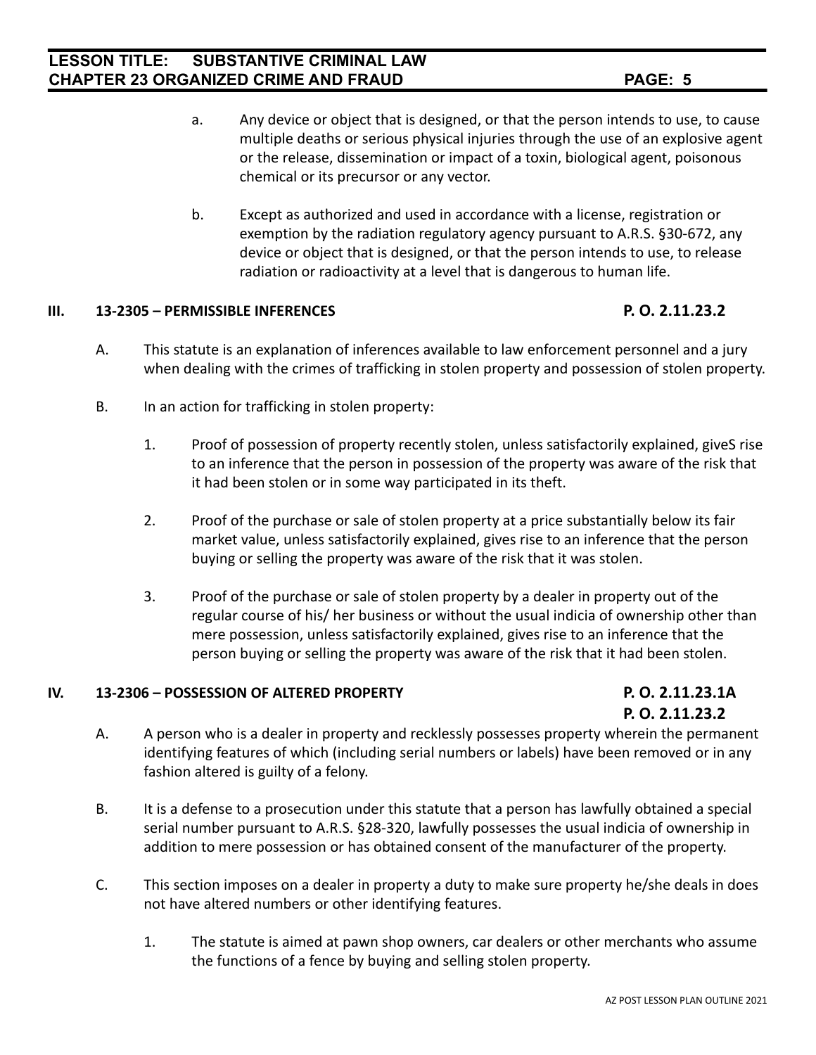a. Any device or object that is designed, or that the person intends to use, to cause multiple deaths or serious physical injuries through the use of an explosive agent or the release, dissemination or impact of a toxin, biological agent, poisonous chemical or its precursor or any vector.

b. Except as authorized and used in accordance with a license, registration or exemption by the radiation regulatory agency pursuant to A.R.S. §30-672, any device or object that is designed, or that the person intends to use, to release radiation or radioactivity at a level that is dangerous to human life.

## III. 13-2305 – PERMISSIBLE INFERENCES **P. O. 2.11.23.2**

A. This statute is an explanation of inferences available to law enforcement personnel and a jury when dealing with the crimes of trafficking in stolen property and possession of stolen property.

B. In an action for trafficking in stolen property:

1. Proof of possession of property recently stolen, unless satisfactorily explained, giveS rise to an inference that the person in possession of the property was aware of the risk that it had been stolen or in some way participated in its theft.

2. Proof of the purchase or sale of stolen property at a price substantially below its fair market value, unless satisfactorily explained, gives rise to an inference that the person buying or selling the property was aware of the risk that it was stolen.

3. Proof of the purchase or sale of stolen property by a dealer in property out of the regular course of his/ her business or without the usual indicia of ownership other than mere possession, unless satisfactorily explained, gives rise to an inference that the person buying or selling the property was aware of the risk that it had been stolen.

## IV. 13-2306 – POSSESSION OF ALTERED PROPERTY **P. O. 2.11.23.1A P. O. 2.11.23.2**

A. A person who is a dealer in property and recklessly possesses property wherein the permanent identifying features of which (including serial numbers or labels) have been removed or in any fashion altered is guilty of a felony.

B. It is a defense to a prosecution under this statute that a person has lawfully obtained a special serial number pursuant to A.R.S. §28-320, lawfully possesses the usual indicia of ownership in addition to mere possession or has obtained consent of the manufacturer of the property.

C. This section imposes on a dealer in property a duty to make sure property he/she deals in does not have altered numbers or other identifying features.

1. The statute is aimed at pawn shop owners, car dealers or other merchants who assume the functions of a fence by buying and selling stolen property.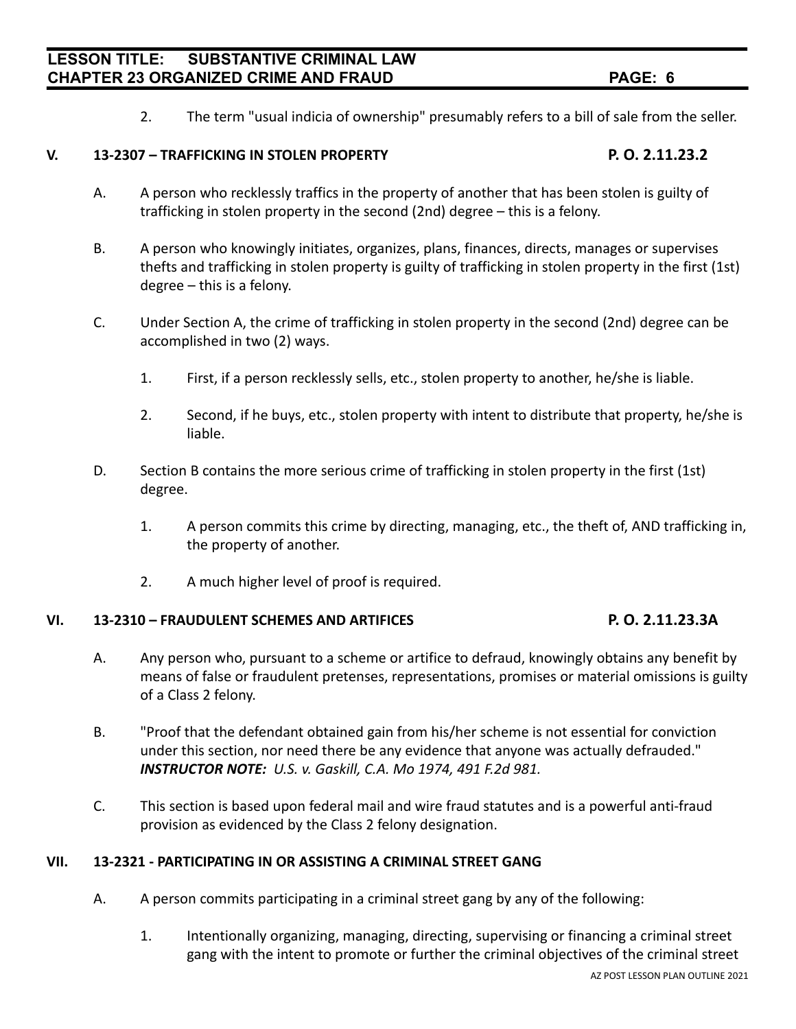2. The term "usual indicia of ownership" presumably refers to a bill of sale from the seller.

## V. 13-2307 – TRAFFICKING IN STOLEN PROPERTY P. O. 2.11.23.2

A. A person who recklessly traffics in the property of another that has been stolen is guilty of trafficking in stolen property in the second (2nd) degree – this is a felony.

B. A person who knowingly initiates, organizes, plans, finances, directs, manages or supervises thefts and trafficking in stolen property is guilty of trafficking in stolen property in the first (1st) degree – this is a felony.

C. Under Section A, the crime of trafficking in stolen property in the second (2nd) degree can be accomplished in two (2) ways.

1. First, if a person recklessly sells, etc., stolen property to another, he/she is liable.

2. Second, if he buys, etc., stolen property with intent to distribute that property, he/she is liable.

D. Section B contains the more serious crime of trafficking in stolen property in the first (1st) degree.

1. A person commits this crime by directing, managing, etc., the theft of, AND trafficking in, the property of another.

2. A much higher level of proof is required.

## VI. 13-2310 – FRAUDULENT SCHEMES AND ARTIFICES P. O. 2.11.23.3A

A. Any person who, pursuant to a scheme or artifice to defraud, knowingly obtains any benefit by means of false or fraudulent pretenses, representations, promises or material omissions is guilty of a Class 2 felony.

B. "Proof that the defendant obtained gain from his/her scheme is not essential for conviction under this section, nor need there be any evidence that anyone was actually defrauded." ***INSTRUCTOR NOTE:*** *U.S. v. Gaskill, C.A. Mo 1974, 491 F.2d 981.*

C. This section is based upon federal mail and wire fraud statutes and is a powerful anti-fraud provision as evidenced by the Class 2 felony designation.

## VII. 13-2321 - PARTICIPATING IN OR ASSISTING A CRIMINAL STREET GANG

A. A person commits participating in a criminal street gang by any of the following:

1. Intentionally organizing, managing, directing, supervising or financing a criminal street gang with the intent to promote or further the criminal objectives of the criminal street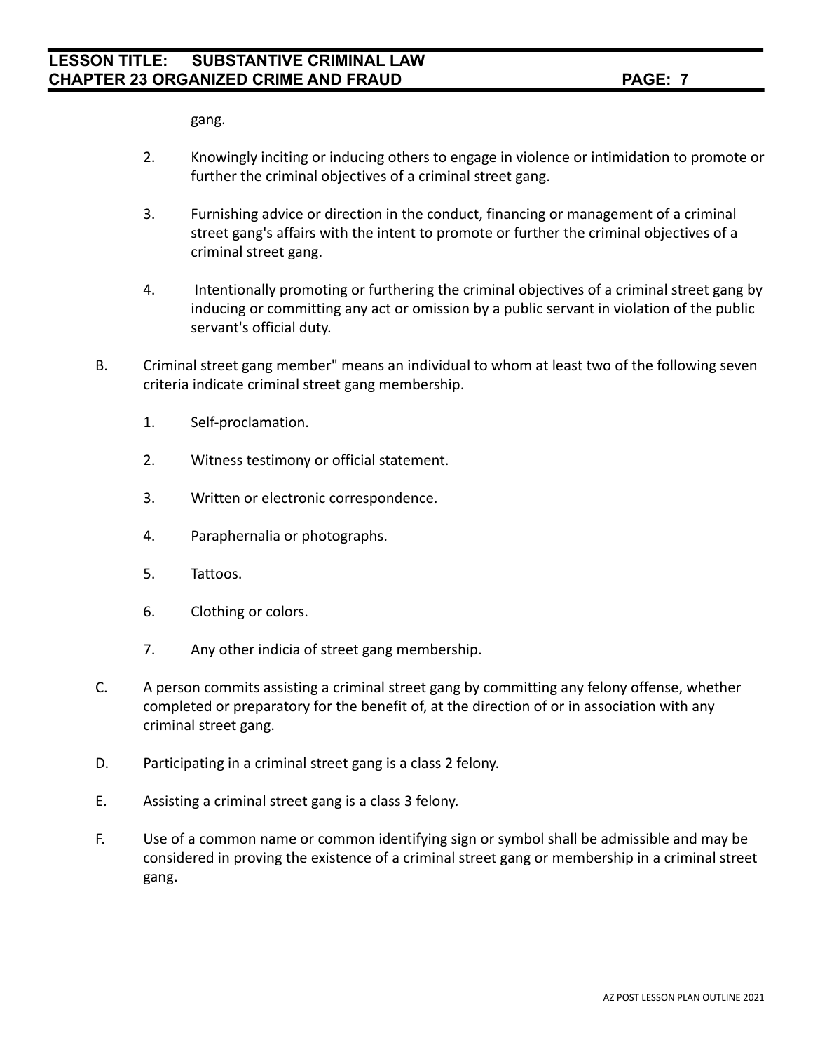gang.

2. Knowingly inciting or inducing others to engage in violence or intimidation to promote or further the criminal objectives of a criminal street gang.

3. Furnishing advice or direction in the conduct, financing or management of a criminal street gang's affairs with the intent to promote or further the criminal objectives of a criminal street gang.

4. Intentionally promoting or furthering the criminal objectives of a criminal street gang by inducing or committing any act or omission by a public servant in violation of the public servant's official duty.

B. Criminal street gang member" means an individual to whom at least two of the following seven criteria indicate criminal street gang membership.

   1. Self-proclamation.

   2. Witness testimony or official statement.

   3. Written or electronic correspondence.

   4. Paraphernalia or photographs.

   5. Tattoos.

   6. Clothing or colors.

   7. Any other indicia of street gang membership.

C. A person commits assisting a criminal street gang by committing any felony offense, whether completed or preparatory for the benefit of, at the direction of or in association with any criminal street gang.

D. Participating in a criminal street gang is a class 2 felony.

E. Assisting a criminal street gang is a class 3 felony.

F. Use of a common name or common identifying sign or symbol shall be admissible and may be considered in proving the existence of a criminal street gang or membership in a criminal street gang.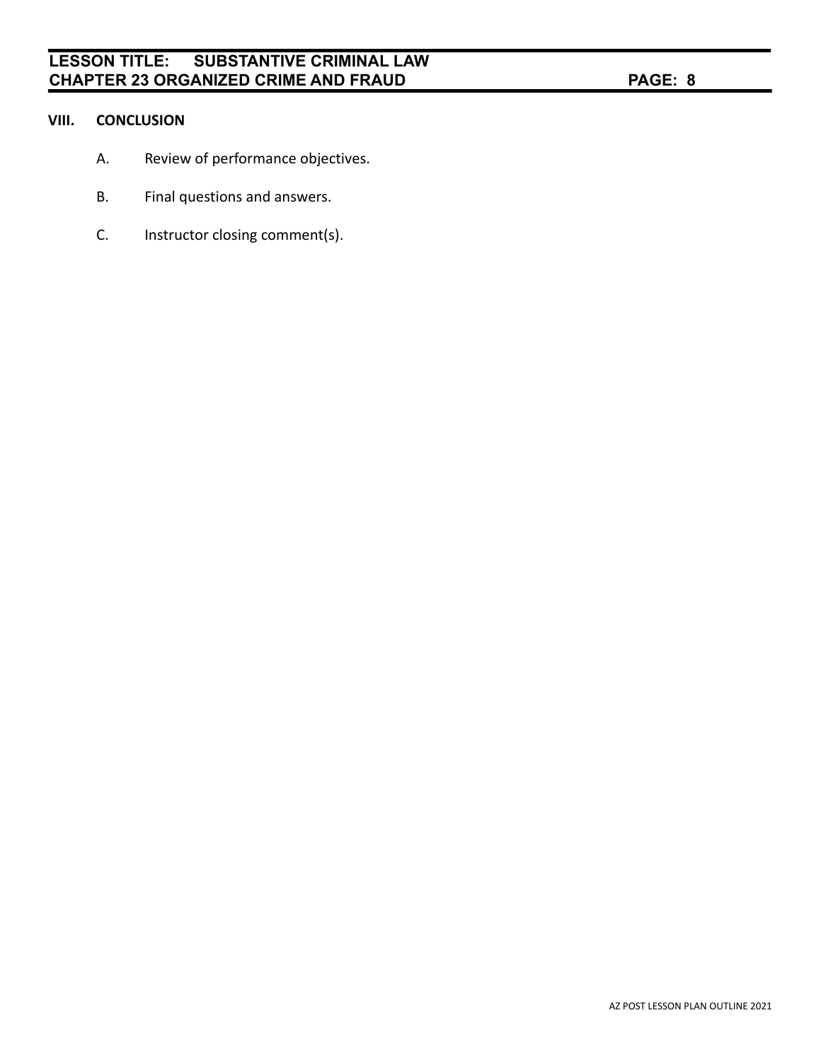## VIII. CONCLUSION

A. Review of performance objectives.

B. Final questions and answers.

C. Instructor closing comment(s).